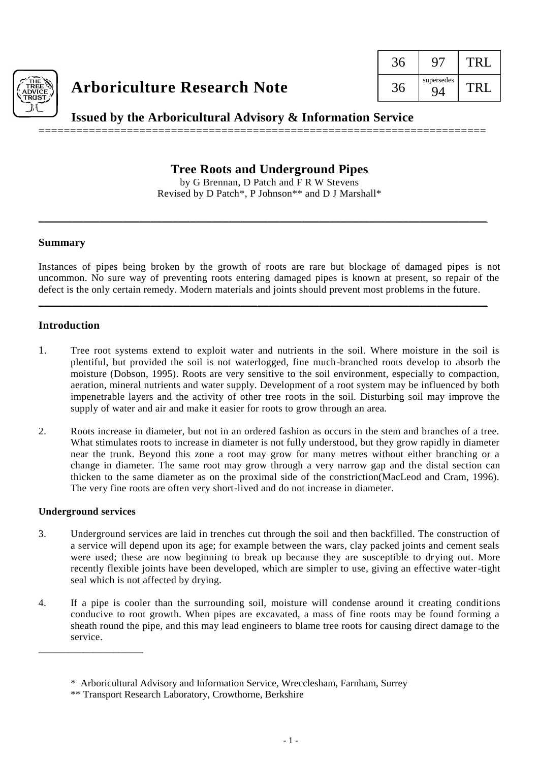| 36 | 97 | TRL |
| --- | --- | --- |
| 36 | supersedes 94 | TRL |

# Arboriculture Research Note

**Issued by the Arboricultural Advisory & Information Service**

## Tree Roots and Underground Pipes

by G Brennan, D Patch and F R W Stevens
Revised by D Patch*, P Johnson** and D J Marshall*

### Summary

Instances of pipes being broken by the growth of roots are rare but blockage of damaged pipes is not uncommon. No sure way of preventing roots entering damaged pipes is known at present, so repair of the defect is the only certain remedy. Modern materials and joints should prevent most problems in the future.

### Introduction

1. Tree root systems extend to exploit water and nutrients in the soil. Where moisture in the soil is plentiful, but provided the soil is not waterlogged, fine much-branched roots develop to absorb the moisture (Dobson, 1995). Roots are very sensitive to the soil environment, especially to compaction, aeration, mineral nutrients and water supply. Development of a root system may be influenced by both impenetrable layers and the activity of other tree roots in the soil. Disturbing soil may improve the supply of water and air and make it easier for roots to grow through an area.

2. Roots increase in diameter, but not in an ordered fashion as occurs in the stem and branches of a tree. What stimulates roots to increase in diameter is not fully understood, but they grow rapidly in diameter near the trunk. Beyond this zone a root may grow for many metres without either branching or a change in diameter. The same root may grow through a very narrow gap and the distal section can thicken to the same diameter as on the proximal side of the constriction(MacLeod and Cram, 1996). The very fine roots are often very short-lived and do not increase in diameter.

#### Underground services

3. Underground services are laid in trenches cut through the soil and then backfilled. The construction of a service will depend upon its age; for example between the wars, clay packed joints and cement seals were used; these are now beginning to break up because they are susceptible to drying out. More recently flexible joints have been developed, which are simpler to use, giving an effective water-tight seal which is not affected by drying.

4. If a pipe is cooler than the surrounding soil, moisture will condense around it creating conditions conducive to root growth. When pipes are excavated, a mass of fine roots may be found forming a sheath round the pipe, and this may lead engineers to blame tree roots for causing direct damage to the service.

---

\* Arboricultural Advisory and Information Service, Wrecclesham, Farnham, Surrey
\*\* Transport Research Laboratory, Crowthorne, Berkshire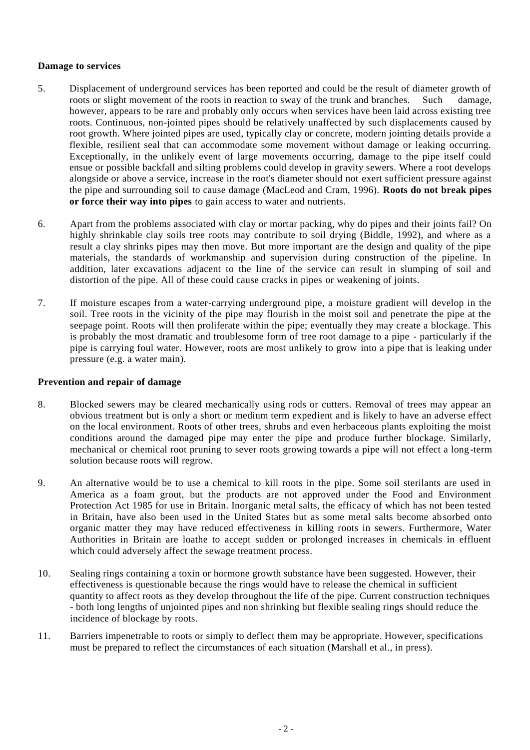**Damage to services**

5. Displacement of underground services has been reported and could be the result of diameter growth of roots or slight movement of the roots in reaction to sway of the trunk and branches. Such damage, however, appears to be rare and probably only occurs when services have been laid across existing tree roots. Continuous, non-jointed pipes should be relatively unaffected by such displacements caused by root growth. Where jointed pipes are used, typically clay or concrete, modern jointing details provide a flexible, resilient seal that can accommodate some movement without damage or leaking occurring. Exceptionally, in the unlikely event of large movements occurring, damage to the pipe itself could ensue or possible backfall and silting problems could develop in gravity sewers. Where a root develops alongside or above a service, increase in the root's diameter should not exert sufficient pressure against the pipe and surrounding soil to cause damage (MacLeod and Cram, 1996). **Roots do not break pipes or force their way into pipes** to gain access to water and nutrients.

6. Apart from the problems associated with clay or mortar packing, why do pipes and their joints fail? On highly shrinkable clay soils tree roots may contribute to soil drying (Biddle, 1992), and where as a result a clay shrinks pipes may then move. But more important are the design and quality of the pipe materials, the standards of workmanship and supervision during construction of the pipeline. In addition, later excavations adjacent to the line of the service can result in slumping of soil and distortion of the pipe. All of these could cause cracks in pipes or weakening of joints.

7. If moisture escapes from a water-carrying underground pipe, a moisture gradient will develop in the soil. Tree roots in the vicinity of the pipe may flourish in the moist soil and penetrate the pipe at the seepage point. Roots will then proliferate within the pipe; eventually they may create a blockage. This is probably the most dramatic and troublesome form of tree root damage to a pipe - particularly if the pipe is carrying foul water. However, roots are most unlikely to grow into a pipe that is leaking under pressure (e.g. a water main).

**Prevention and repair of damage**

8. Blocked sewers may be cleared mechanically using rods or cutters. Removal of trees may appear an obvious treatment but is only a short or medium term expedient and is likely to have an adverse effect on the local environment. Roots of other trees, shrubs and even herbaceous plants exploiting the moist conditions around the damaged pipe may enter the pipe and produce further blockage. Similarly, mechanical or chemical root pruning to sever roots growing towards a pipe will not effect a long-term solution because roots will regrow.

9. An alternative would be to use a chemical to kill roots in the pipe. Some soil sterilants are used in America as a foam grout, but the products are not approved under the Food and Environment Protection Act 1985 for use in Britain. Inorganic metal salts, the efficacy of which has not been tested in Britain, have also been used in the United States but as some metal salts become absorbed onto organic matter they may have reduced effectiveness in killing roots in sewers. Furthermore, Water Authorities in Britain are loathe to accept sudden or prolonged increases in chemicals in effluent which could adversely affect the sewage treatment process.

10. Sealing rings containing a toxin or hormone growth substance have been suggested. However, their effectiveness is questionable because the rings would have to release the chemical in sufficient quantity to affect roots as they develop throughout the life of the pipe. Current construction techniques - both long lengths of unjointed pipes and non shrinking but flexible sealing rings should reduce the incidence of blockage by roots.

11. Barriers impenetrable to roots or simply to deflect them may be appropriate. However, specifications must be prepared to reflect the circumstances of each situation (Marshall et al., in press).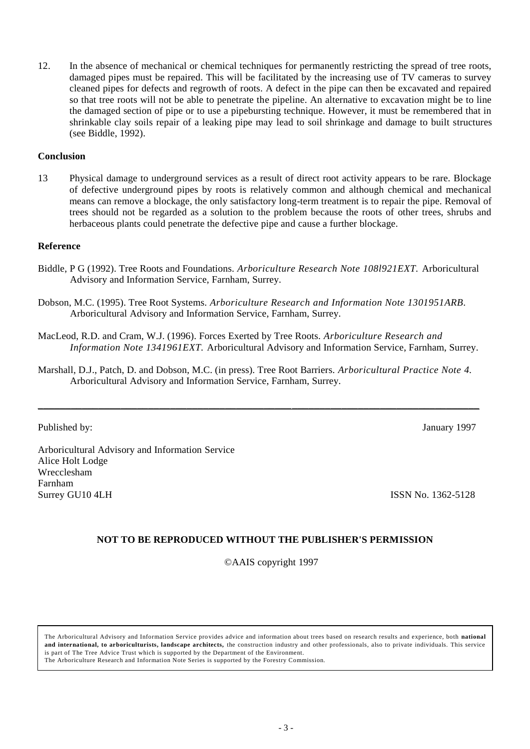12. In the absence of mechanical or chemical techniques for permanently restricting the spread of tree roots, damaged pipes must be repaired. This will be facilitated by the increasing use of TV cameras to survey cleaned pipes for defects and regrowth of roots. A defect in the pipe can then be excavated and repaired so that tree roots will not be able to penetrate the pipeline. An alternative to excavation might be to line the damaged section of pipe or to use a pipebursting technique. However, it must be remembered that in shrinkable clay soils repair of a leaking pipe may lead to soil shrinkage and damage to built structures (see Biddle, 1992).

**Conclusion**

13 Physical damage to underground services as a result of direct root activity appears to be rare. Blockage of defective underground pipes by roots is relatively common and although chemical and mechanical means can remove a blockage, the only satisfactory long-term treatment is to repair the pipe. Removal of trees should not be regarded as a solution to the problem because the roots of other trees, shrubs and herbaceous plants could penetrate the defective pipe and cause a further blockage.

**Reference**

Biddle, P G (1992). Tree Roots and Foundations. *Arboriculture Research Note 108l921EXT.* Arboricultural Advisory and Information Service, Farnham, Surrey.

Dobson, M.C. (1995). Tree Root Systems. *Arboriculture Research and Information Note 1301951ARB.* Arboricultural Advisory and Information Service, Farnham, Surrey.

MacLeod, R.D. and Cram, W.J. (1996). Forces Exerted by Tree Roots. *Arboriculture Research and Information Note 1341961EXT.* Arboricultural Advisory and Information Service, Farnham, Surrey.

Marshall, D.J., Patch, D. and Dobson, M.C. (in press). Tree Root Barriers. *Arboricultural Practice Note 4.* Arboricultural Advisory and Information Service, Farnham, Surrey.

---

Published by: January 1997

Arboricultural Advisory and Information Service
Alice Holt Lodge
Wrecclesham
Farnham
Surrey GU10 4LH

ISSN No. 1362-5128

**NOT TO BE REPRODUCED WITHOUT THE PUBLISHER'S PERMISSION**

©AAIS copyright 1997

The Arboricultural Advisory and Information Service provides advice and information about trees based on research results and experience, both **national and international, to arboriculturists, landscape architects,** the construction industry and other professionals, also to private individuals. This service is part of The Tree Advice Trust which is supported by the Department of the Environment.
The Arboriculture Research and Information Note Series is supported by the Forestry Commission.